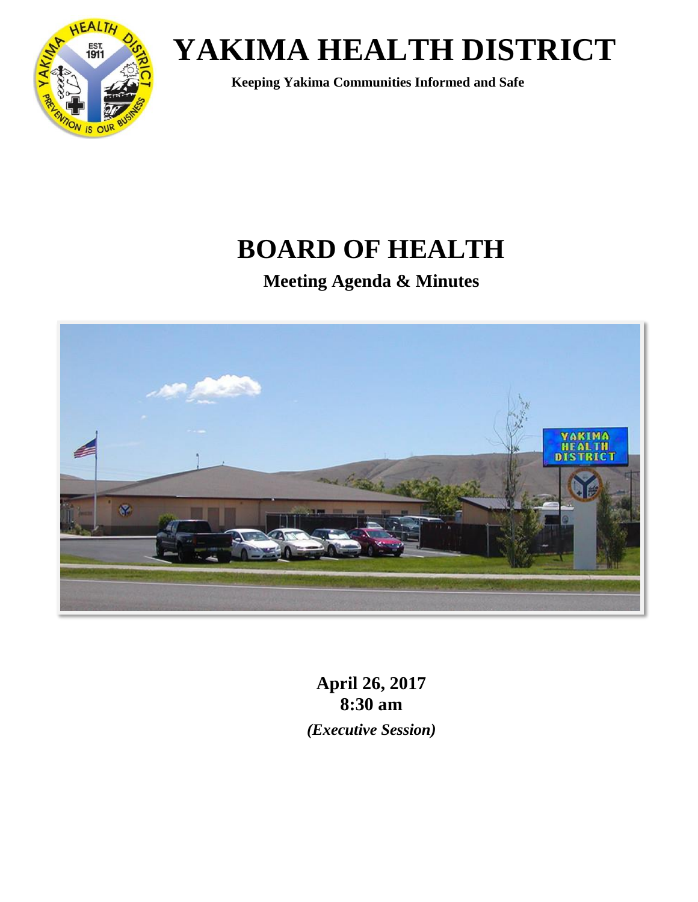# YAKIMA HEALTH DISTRICT

**Keeping Yakima Communities Informed and Safe**

# BOARD OF HEALTH

## Meeting Agenda & Minutes

**April 26, 2017**
**8:30 am**
***(Executive Session)***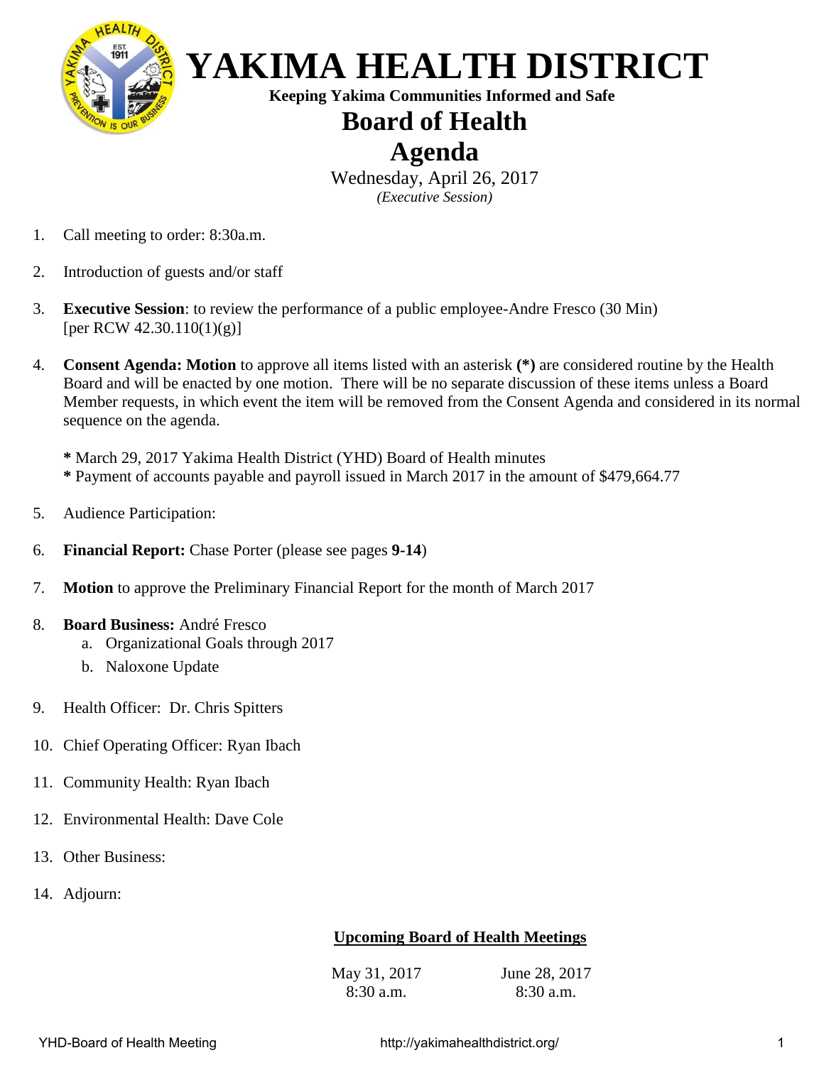# YAKIMA HEALTH DISTRICT

**Keeping Yakima Communities Informed and Safe**

## Board of Health

## Agenda

Wednesday, April 26, 2017

*(Executive Session)*

1. Call meeting to order: 8:30a.m.
2. Introduction of guests and/or staff
3. **Executive Session**: to review the performance of a public employee-Andre Fresco (30 Min) [per RCW 42.30.110(1)(g)]
4. **Consent Agenda: Motion** to approve all items listed with an asterisk **(*)** are considered routine by the Health Board and will be enacted by one motion. There will be no separate discussion of these items unless a Board Member requests, in which event the item will be removed from the Consent Agenda and considered in its normal sequence on the agenda.

   **\*** March 29, 2017 Yakima Health District (YHD) Board of Health minutes
   **\*** Payment of accounts payable and payroll issued in March 2017 in the amount of $479,664.77

5. Audience Participation:
6. **Financial Report:** Chase Porter (please see pages **9-14**)
7. **Motion** to approve the Preliminary Financial Report for the month of March 2017
8. **Board Business:** André Fresco
   a. Organizational Goals through 2017
   b. Naloxone Update
9. Health Officer: Dr. Chris Spitters
10. Chief Operating Officer: Ryan Ibach
11. Community Health: Ryan Ibach
12. Environmental Health: Dave Cole
13. Other Business:
14. Adjourn:

**<u>Upcoming Board of Health Meetings</u>**

May 31, 2017
8:30 a.m.

June 28, 2017
8:30 a.m.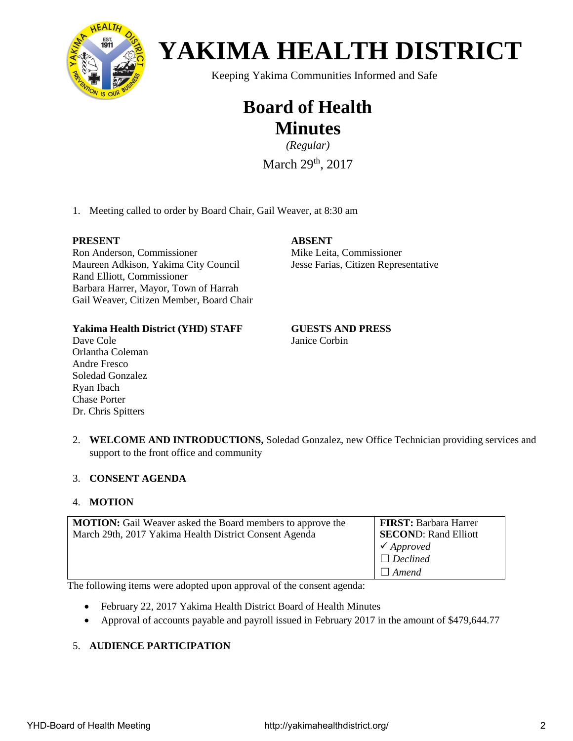# YAKIMA HEALTH DISTRICT

Keeping Yakima Communities Informed and Safe

## Board of Health
## Minutes

*(Regular)*

March 29th, 2017

1. Meeting called to order by Board Chair, Gail Weaver, at 8:30 am

**PRESENT**
Ron Anderson, Commissioner
Maureen Adkison, Yakima City Council
Rand Elliott, Commissioner
Barbara Harrer, Mayor, Town of Harrah
Gail Weaver, Citizen Member, Board Chair

**ABSENT**
Mike Leita, Commissioner
Jesse Farias, Citizen Representative

**Yakima Health District (YHD) STAFF**
Dave Cole
Orlantha Coleman
Andre Fresco
Soledad Gonzalez
Ryan Ibach
Chase Porter
Dr. Chris Spitters

**GUESTS AND PRESS**
Janice Corbin

2. **WELCOME AND INTRODUCTIONS,** Soledad Gonzalez, new Office Technician providing services and support to the front office and community

3. **CONSENT AGENDA**

4. **MOTION**

| **MOTION:** Gail Weaver asked the Board members to approve the March 29th, 2017 Yakima Health District Consent Agenda | **FIRST:** Barbara Harrer<br>**SECOND**: Rand Elliott<br>✓ *Approved*<br>☐ *Declined*<br>☐ *Amend* |
|---|---|

The following items were adopted upon approval of the consent agenda:

- February 22, 2017 Yakima Health District Board of Health Minutes
- Approval of accounts payable and payroll issued in February 2017 in the amount of $479,644.77

5. **AUDIENCE PARTICIPATION**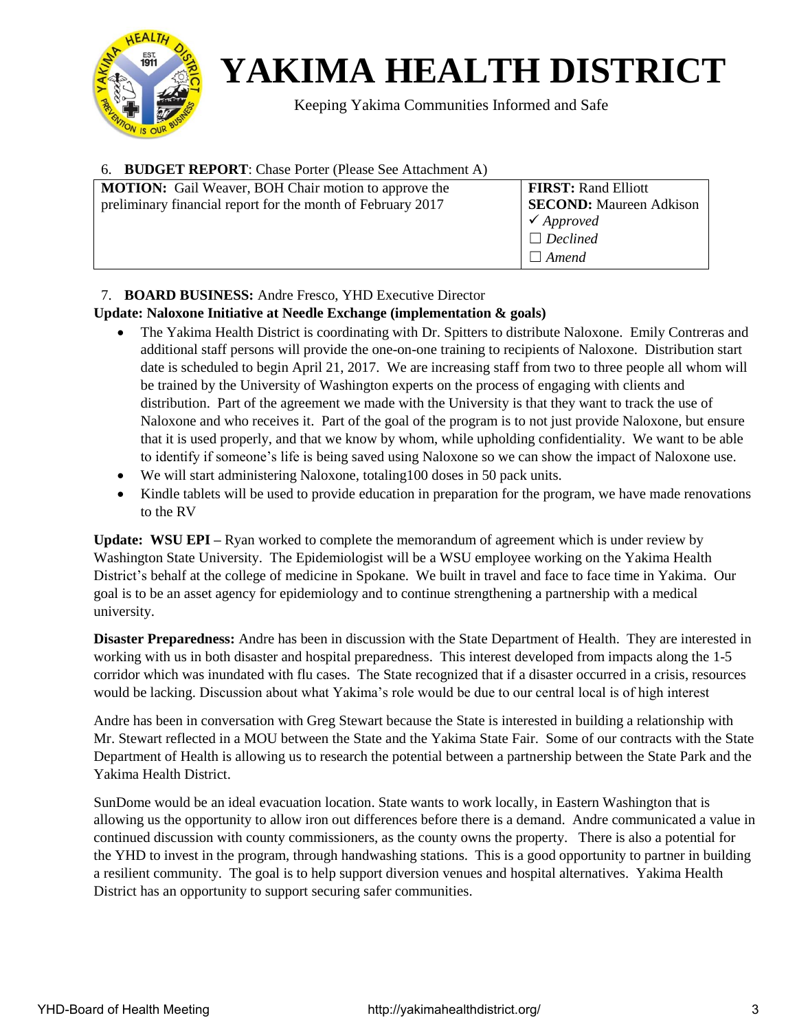# YAKIMA HEALTH DISTRICT

Keeping Yakima Communities Informed and Safe

6. **BUDGET REPORT**: Chase Porter (Please See Attachment A)

| **MOTION:** Gail Weaver, BOH Chair motion to approve the preliminary financial report for the month of February 2017 | **FIRST:** Rand Elliott<br>**SECOND:** Maureen Adkison<br>✓ *Approved*<br>☐ *Declined*<br>☐ *Amend* |
|---|---|

7. **BOARD BUSINESS:** Andre Fresco, YHD Executive Director

**Update: Naloxone Initiative at Needle Exchange (implementation & goals)**

- The Yakima Health District is coordinating with Dr. Spitters to distribute Naloxone. Emily Contreras and additional staff persons will provide the one-on-one training to recipients of Naloxone. Distribution start date is scheduled to begin April 21, 2017. We are increasing staff from two to three people all whom will be trained by the University of Washington experts on the process of engaging with clients and distribution. Part of the agreement we made with the University is that they want to track the use of Naloxone and who receives it. Part of the goal of the program is to not just provide Naloxone, but ensure that it is used properly, and that we know by whom, while upholding confidentiality. We want to be able to identify if someone's life is being saved using Naloxone so we can show the impact of Naloxone use.
- We will start administering Naloxone, totaling100 doses in 50 pack units.
- Kindle tablets will be used to provide education in preparation for the program, we have made renovations to the RV

**Update: WSU EPI –** Ryan worked to complete the memorandum of agreement which is under review by Washington State University. The Epidemiologist will be a WSU employee working on the Yakima Health District's behalf at the college of medicine in Spokane. We built in travel and face to face time in Yakima. Our goal is to be an asset agency for epidemiology and to continue strengthening a partnership with a medical university.

**Disaster Preparedness:** Andre has been in discussion with the State Department of Health. They are interested in working with us in both disaster and hospital preparedness. This interest developed from impacts along the 1-5 corridor which was inundated with flu cases. The State recognized that if a disaster occurred in a crisis, resources would be lacking. Discussion about what Yakima's role would be due to our central local is of high interest

Andre has been in conversation with Greg Stewart because the State is interested in building a relationship with Mr. Stewart reflected in a MOU between the State and the Yakima State Fair. Some of our contracts with the State Department of Health is allowing us to research the potential between a partnership between the State Park and the Yakima Health District.

SunDome would be an ideal evacuation location. State wants to work locally, in Eastern Washington that is allowing us the opportunity to allow iron out differences before there is a demand. Andre communicated a value in continued discussion with county commissioners, as the county owns the property. There is also a potential for the YHD to invest in the program, through handwashing stations. This is a good opportunity to partner in building a resilient community. The goal is to help support diversion venues and hospital alternatives. Yakima Health District has an opportunity to support securing safer communities.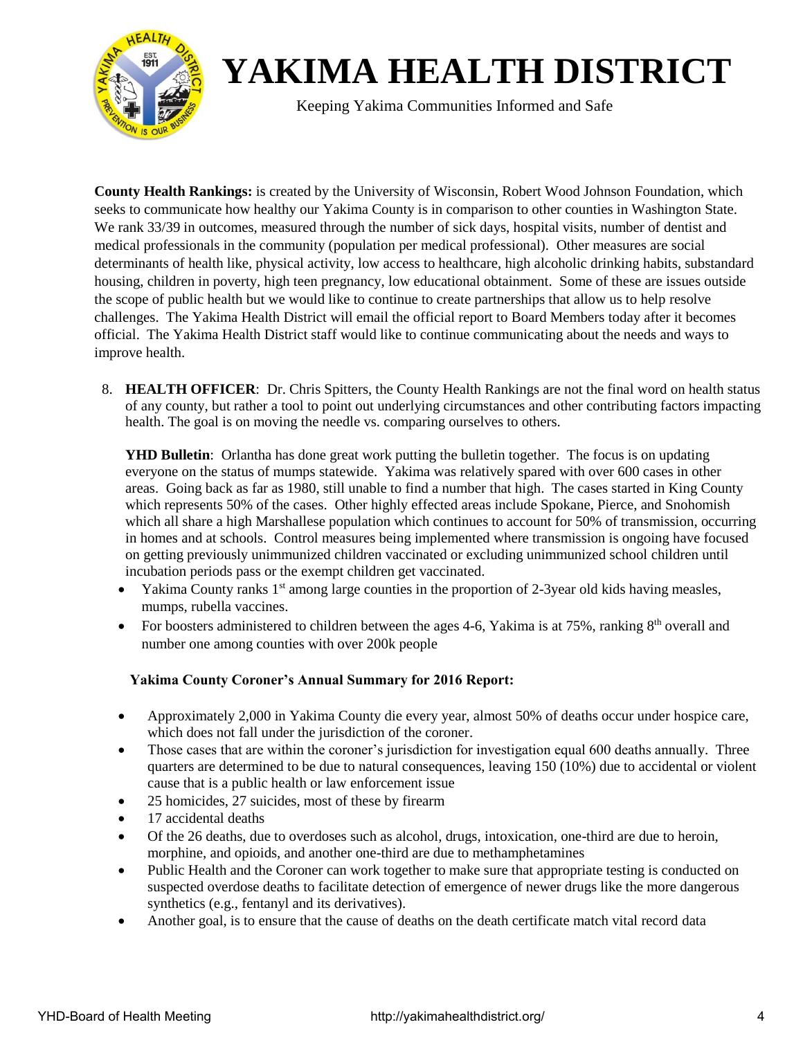**County Health Rankings:** is created by the University of Wisconsin, Robert Wood Johnson Foundation, which seeks to communicate how healthy our Yakima County is in comparison to other counties in Washington State. We rank 33/39 in outcomes, measured through the number of sick days, hospital visits, number of dentist and medical professionals in the community (population per medical professional). Other measures are social determinants of health like, physical activity, low access to healthcare, high alcoholic drinking habits, substandard housing, children in poverty, high teen pregnancy, low educational obtainment. Some of these are issues outside the scope of public health but we would like to continue to create partnerships that allow us to help resolve challenges. The Yakima Health District will email the official report to Board Members today after it becomes official. The Yakima Health District staff would like to continue communicating about the needs and ways to improve health.

8. **HEALTH OFFICER**: Dr. Chris Spitters, the County Health Rankings are not the final word on health status of any county, but rather a tool to point out underlying circumstances and other contributing factors impacting health. The goal is on moving the needle vs. comparing ourselves to others.

   **YHD Bulletin**: Orlantha has done great work putting the bulletin together. The focus is on updating everyone on the status of mumps statewide. Yakima was relatively spared with over 600 cases in other areas. Going back as far as 1980, still unable to find a number that high. The cases started in King County which represents 50% of the cases. Other highly effected areas include Spokane, Pierce, and Snohomish which all share a high Marshallese population which continues to account for 50% of transmission, occurring in homes and at schools. Control measures being implemented where transmission is ongoing have focused on getting previously unimmunized children vaccinated or excluding unimmunized school children until incubation periods pass or the exempt children get vaccinated.

   - Yakima County ranks 1st among large counties in the proportion of 2-3year old kids having measles, mumps, rubella vaccines.
   - For boosters administered to children between the ages 4-6, Yakima is at 75%, ranking 8th overall and number one among counties with over 200k people

   **Yakima County Coroner's Annual Summary for 2016 Report:**

   - Approximately 2,000 in Yakima County die every year, almost 50% of deaths occur under hospice care, which does not fall under the jurisdiction of the coroner.
   - Those cases that are within the coroner's jurisdiction for investigation equal 600 deaths annually. Three quarters are determined to be due to natural consequences, leaving 150 (10%) due to accidental or violent cause that is a public health or law enforcement issue
   - 25 homicides, 27 suicides, most of these by firearm
   - 17 accidental deaths
   - Of the 26 deaths, due to overdoses such as alcohol, drugs, intoxication, one-third are due to heroin, morphine, and opioids, and another one-third are due to methamphetamines
   - Public Health and the Coroner can work together to make sure that appropriate testing is conducted on suspected overdose deaths to facilitate detection of emergence of newer drugs like the more dangerous synthetics (e.g., fentanyl and its derivatives).
   - Another goal, is to ensure that the cause of deaths on the death certificate match vital record data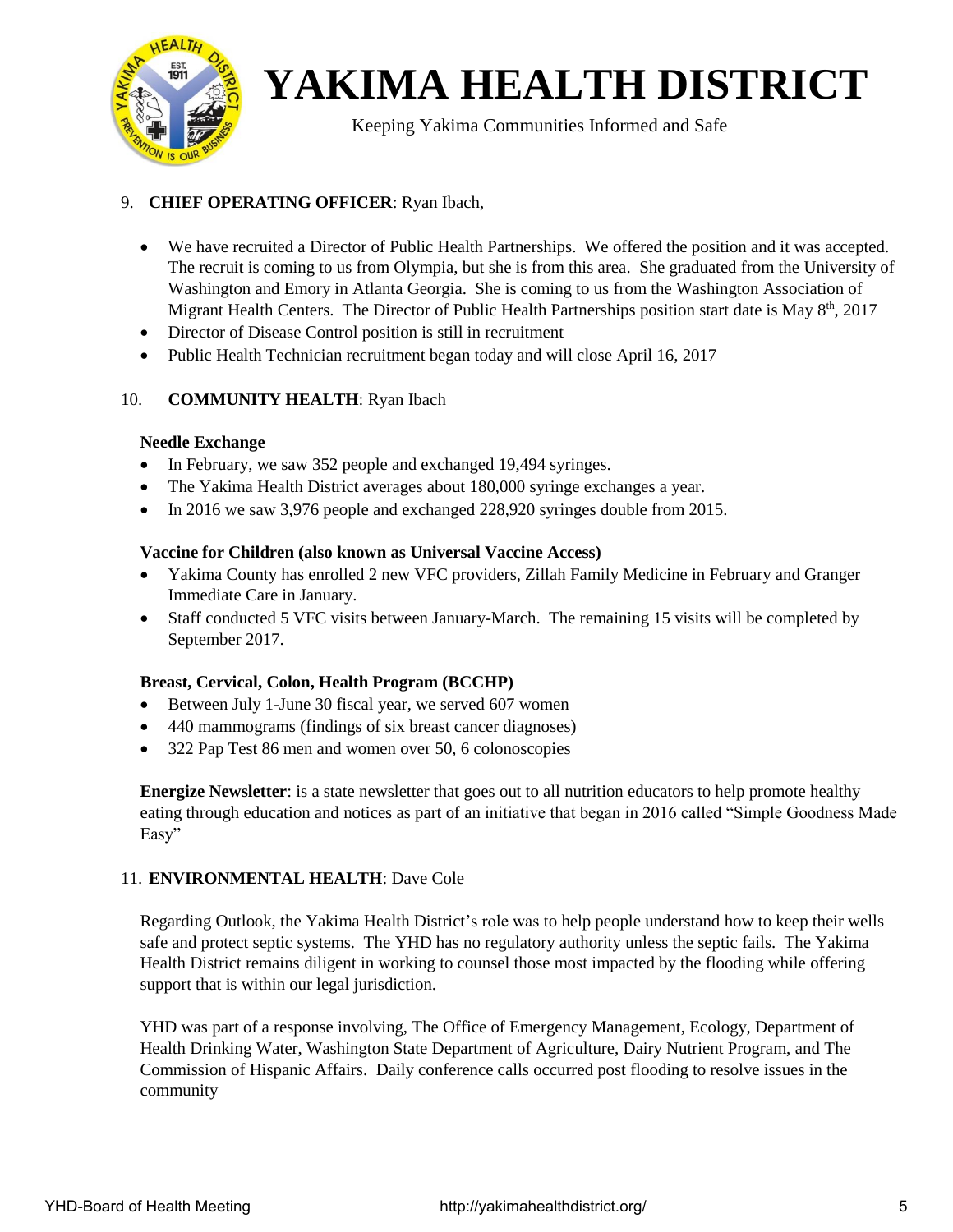9. **CHIEF OPERATING OFFICER**: Ryan Ibach,

- We have recruited a Director of Public Health Partnerships. We offered the position and it was accepted. The recruit is coming to us from Olympia, but she is from this area. She graduated from the University of Washington and Emory in Atlanta Georgia. She is coming to us from the Washington Association of Migrant Health Centers. The Director of Public Health Partnerships position start date is May 8th, 2017
- Director of Disease Control position is still in recruitment
- Public Health Technician recruitment began today and will close April 16, 2017

10. **COMMUNITY HEALTH**: Ryan Ibach

**Needle Exchange**

- In February, we saw 352 people and exchanged 19,494 syringes.
- The Yakima Health District averages about 180,000 syringe exchanges a year.
- In 2016 we saw 3,976 people and exchanged 228,920 syringes double from 2015.

**Vaccine for Children (also known as Universal Vaccine Access)**

- Yakima County has enrolled 2 new VFC providers, Zillah Family Medicine in February and Granger Immediate Care in January.
- Staff conducted 5 VFC visits between January-March. The remaining 15 visits will be completed by September 2017.

**Breast, Cervical, Colon, Health Program (BCCHP)**

- Between July 1-June 30 fiscal year, we served 607 women
- 440 mammograms (findings of six breast cancer diagnoses)
- 322 Pap Test 86 men and women over 50, 6 colonoscopies

**Energize Newsletter**: is a state newsletter that goes out to all nutrition educators to help promote healthy eating through education and notices as part of an initiative that began in 2016 called "Simple Goodness Made Easy"

11. **ENVIRONMENTAL HEALTH**: Dave Cole

Regarding Outlook, the Yakima Health District's role was to help people understand how to keep their wells safe and protect septic systems. The YHD has no regulatory authority unless the septic fails. The Yakima Health District remains diligent in working to counsel those most impacted by the flooding while offering support that is within our legal jurisdiction.

YHD was part of a response involving, The Office of Emergency Management, Ecology, Department of Health Drinking Water, Washington State Department of Agriculture, Dairy Nutrient Program, and The Commission of Hispanic Affairs. Daily conference calls occurred post flooding to resolve issues in the community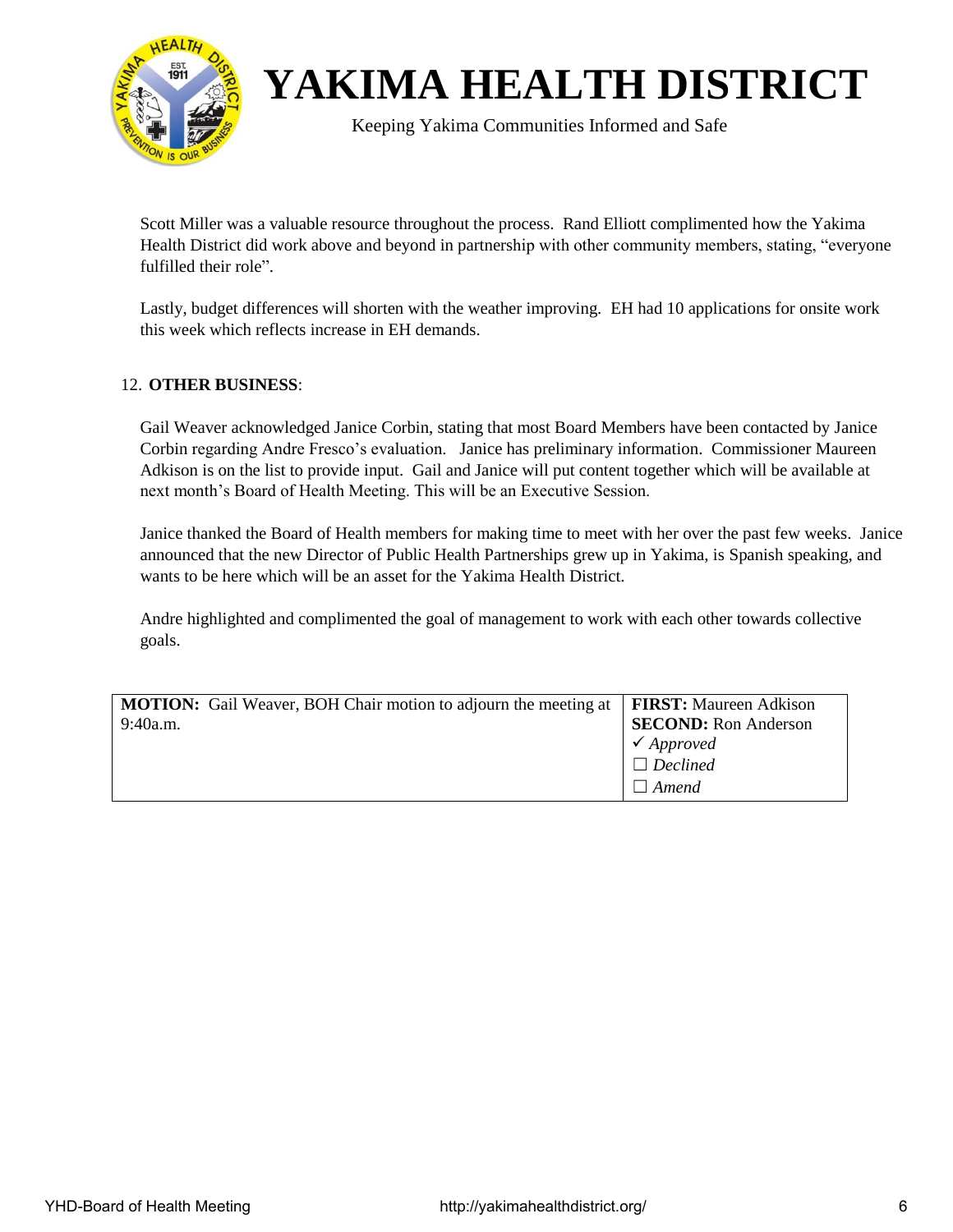Scott Miller was a valuable resource throughout the process. Rand Elliott complimented how the Yakima Health District did work above and beyond in partnership with other community members, stating, "everyone fulfilled their role".

Lastly, budget differences will shorten with the weather improving. EH had 10 applications for onsite work this week which reflects increase in EH demands.

12. **OTHER BUSINESS**:

Gail Weaver acknowledged Janice Corbin, stating that most Board Members have been contacted by Janice Corbin regarding Andre Fresco's evaluation. Janice has preliminary information. Commissioner Maureen Adkison is on the list to provide input. Gail and Janice will put content together which will be available at next month's Board of Health Meeting. This will be an Executive Session.

Janice thanked the Board of Health members for making time to meet with her over the past few weeks. Janice announced that the new Director of Public Health Partnerships grew up in Yakima, is Spanish speaking, and wants to be here which will be an asset for the Yakima Health District.

Andre highlighted and complimented the goal of management to work with each other towards collective goals.

| **MOTION:** Gail Weaver, BOH Chair motion to adjourn the meeting at 9:40a.m. | **FIRST:** Maureen Adkison<br>**SECOND:** Ron Anderson<br>✓ *Approved*<br>☐ *Declined*<br>☐ *Amend* |
|---|---|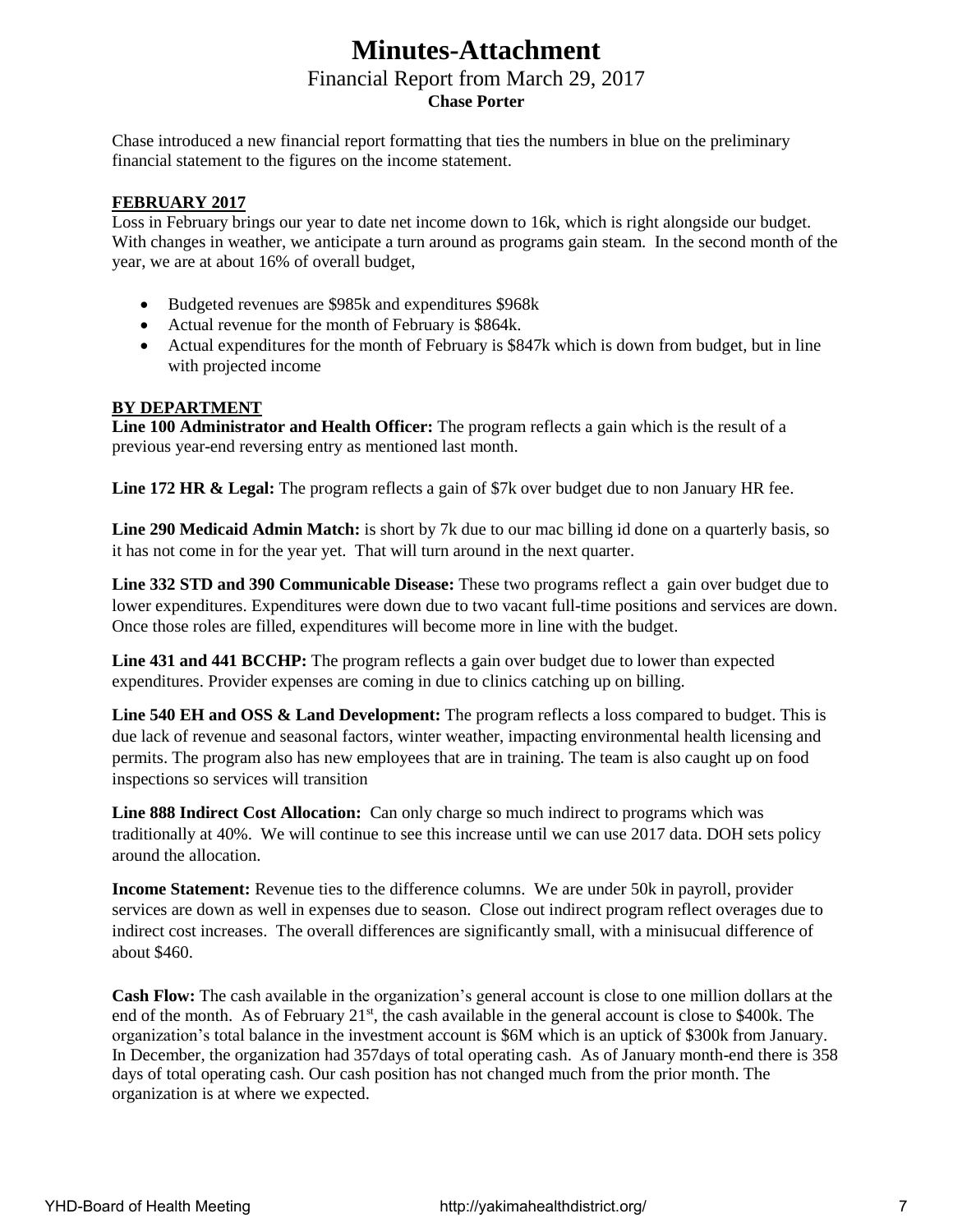# Minutes-Attachment

## Financial Report from March 29, 2017

**Chase Porter**

Chase introduced a new financial report formatting that ties the numbers in blue on the preliminary financial statement to the figures on the income statement.

**FEBRUARY 2017**

Loss in February brings our year to date net income down to 16k, which is right alongside our budget. With changes in weather, we anticipate a turn around as programs gain steam. In the second month of the year, we are at about 16% of overall budget,

- Budgeted revenues are $985k and expenditures $968k
- Actual revenue for the month of February is $864k.
- Actual expenditures for the month of February is $847k which is down from budget, but in line with projected income

**BY DEPARTMENT**

**Line 100 Administrator and Health Officer:** The program reflects a gain which is the result of a previous year-end reversing entry as mentioned last month.

**Line 172 HR & Legal:** The program reflects a gain of $7k over budget due to non January HR fee.

**Line 290 Medicaid Admin Match:** is short by 7k due to our mac billing id done on a quarterly basis, so it has not come in for the year yet. That will turn around in the next quarter.

**Line 332 STD and 390 Communicable Disease:** These two programs reflect a gain over budget due to lower expenditures. Expenditures were down due to two vacant full-time positions and services are down. Once those roles are filled, expenditures will become more in line with the budget.

**Line 431 and 441 BCCHP:** The program reflects a gain over budget due to lower than expected expenditures. Provider expenses are coming in due to clinics catching up on billing.

**Line 540 EH and OSS & Land Development:** The program reflects a loss compared to budget. This is due lack of revenue and seasonal factors, winter weather, impacting environmental health licensing and permits. The program also has new employees that are in training. The team is also caught up on food inspections so services will transition

**Line 888 Indirect Cost Allocation:** Can only charge so much indirect to programs which was traditionally at 40%. We will continue to see this increase until we can use 2017 data. DOH sets policy around the allocation.

**Income Statement:** Revenue ties to the difference columns. We are under 50k in payroll, provider services are down as well in expenses due to season. Close out indirect program reflect overages due to indirect cost increases. The overall differences are significantly small, with a minisucual difference of about $460.

**Cash Flow:** The cash available in the organization's general account is close to one million dollars at the end of the month. As of February 21st, the cash available in the general account is close to $400k. The organization's total balance in the investment account is $6M which is an uptick of $300k from January. In December, the organization had 357days of total operating cash. As of January month-end there is 358 days of total operating cash. Our cash position has not changed much from the prior month. The organization is at where we expected.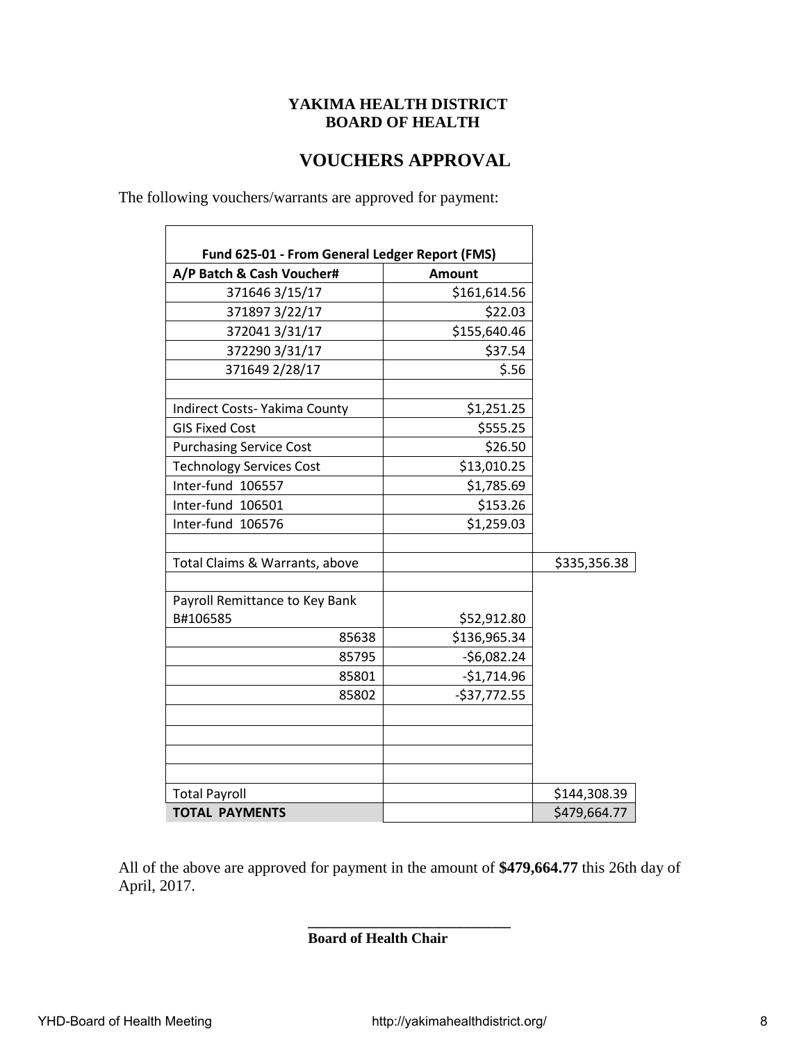**YAKIMA HEALTH DISTRICT**
**BOARD OF HEALTH**

# VOUCHERS APPROVAL

The following vouchers/warrants are approved for payment:

| Fund 625-01 - From General Ledger Report (FMS) | | |
|---|---|---|
| **A/P Batch & Cash Voucher#** | **Amount** | |
| 371646 3/15/17 | $161,614.56 | |
| 371897 3/22/17 | $22.03 | |
| 372041 3/31/17 | $155,640.46 | |
| 372290 3/31/17 | $37.54 | |
| 371649 2/28/17 | $.56 | |
| | | |
| Indirect Costs- Yakima County | $1,251.25 | |
| GIS Fixed Cost | $555.25 | |
| Purchasing Service Cost | $26.50 | |
| Technology Services Cost | $13,010.25 | |
| Inter-fund 106557 | $1,785.69 | |
| Inter-fund 106501 | $153.26 | |
| Inter-fund 106576 | $1,259.03 | |
| | | |
| Total Claims & Warrants, above | | $335,356.38 |
| | | |
| Payroll Remittance to Key Bank B#106585 | $52,912.80 | |
| 85638 | $136,965.34 | |
| 85795 | -$6,082.24 | |
| 85801 | -$1,714.96 | |
| 85802 | -$37,772.55 | |
| | | |
| | | |
| | | |
| | | |
| Total Payroll | | $144,308.39 |
| **TOTAL PAYMENTS** | | $479,664.77 |

All of the above are approved for payment in the amount of **$479,664.77** this 26th day of April, 2017.

\_\_\_\_\_\_\_\_\_\_\_\_\_\_\_\_\_\_\_\_\_\_\_\_\_\_\_\_

**Board of Health Chair**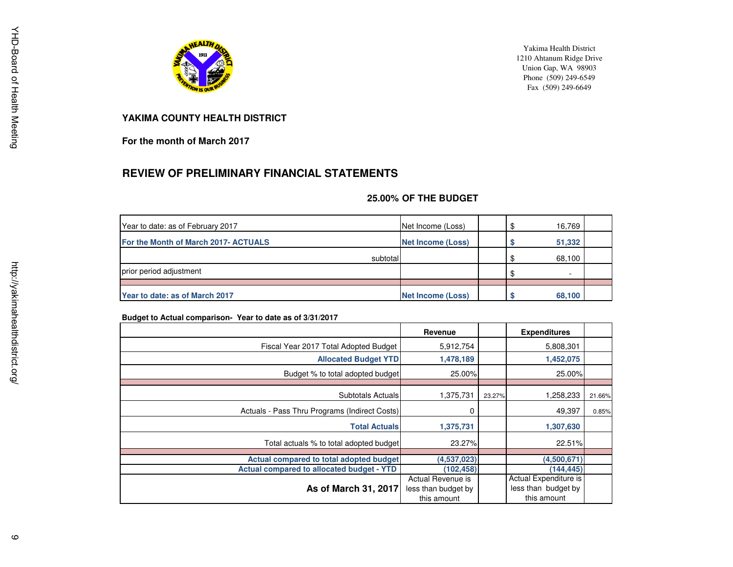Yakima Health District
1210 Ahtanum Ridge Drive
Union Gap, WA 98903
Phone (509) 249-6549
Fax (509) 249-6649

## YAKIMA COUNTY HEALTH DISTRICT

**For the month of March 2017**

## REVIEW OF PRELIMINARY FINANCIAL STATEMENTS

**25.00% OF THE BUDGET**

| | | | | |
|---|---|---|---|---|
| Year to date: as of February 2017 | Net Income (Loss) | | $ 16,769 | |
| **For the Month of March 2017- ACTUALS** | **Net Income (Loss)** | | **$ 51,332** | |
| subtotal | | | $ 68,100 | |
| prior period adjustment | | | $ - | |
| **Year to date: as of March 2017** | **Net Income (Loss)** | | **$ 68,100** | |

**Budget to Actual comparison- Year to date as of 3/31/2017**

| | Revenue | | Expenditures | |
|---|---|---|---|---|
| Fiscal Year 2017 Total Adopted Budget | 5,912,754 | | 5,808,301 | |
| **Allocated Budget YTD** | **1,478,189** | | **1,452,075** | |
| Budget % to total adopted budget | 25.00% | | 25.00% | |
| Subtotals Actuals | 1,375,731 | 23.27% | 1,258,233 | 21.66% |
| Actuals - Pass Thru Programs (Indirect Costs) | 0 | | 49,397 | 0.85% |
| **Total Actuals** | **1,375,731** | | **1,307,630** | |
| Total actuals % to total adopted budget | 23.27% | | 22.51% | |
| **Actual compared to total adopted budget** | **(4,537,023)** | | **(4,500,671)** | |
| **Actual compared to allocated budget - YTD** | **(102,458)** | | **(144,445)** | |
| **As of March 31, 2017** | Actual Revenue is less than budget by this amount | | Actual Expenditure is less than budget by this amount | |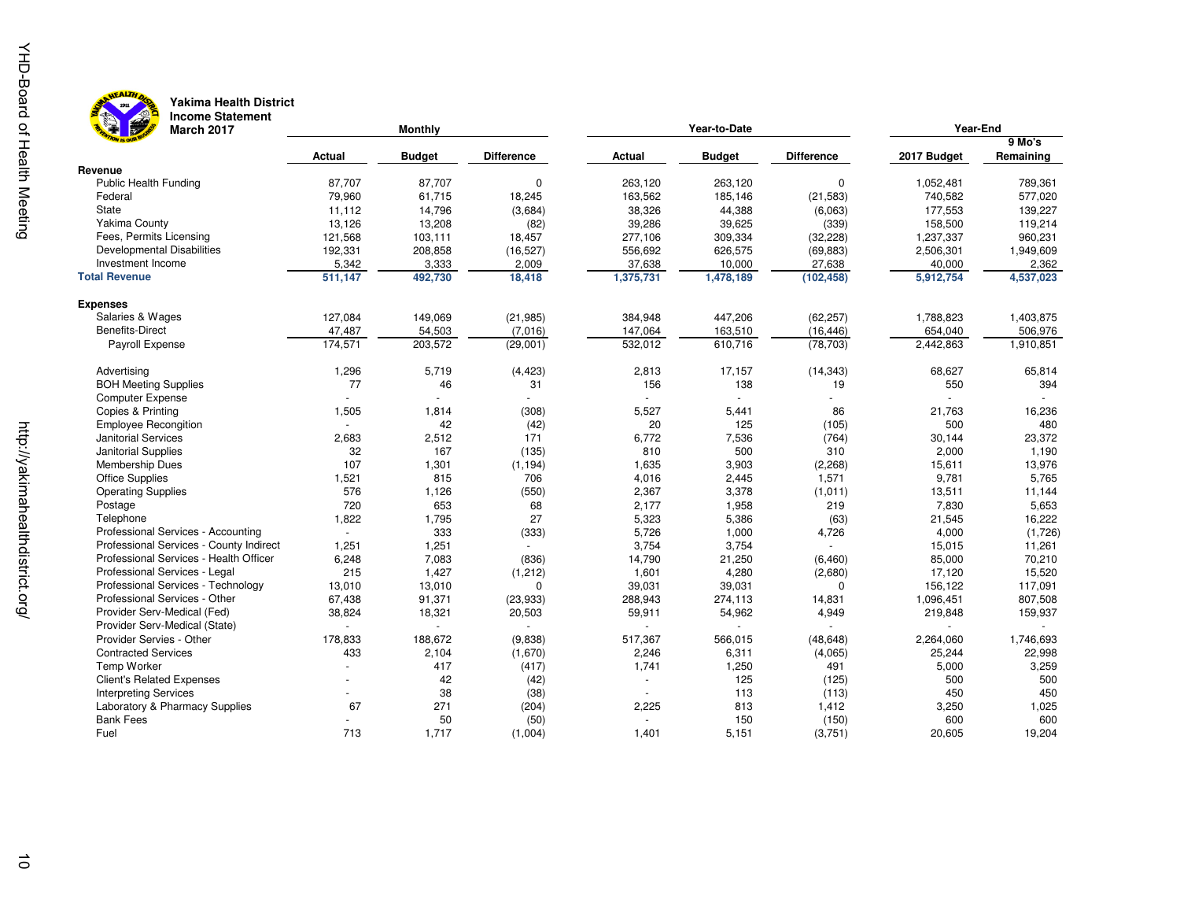**Yakima Health District**
**Income Statement**
**March 2017**

| | Monthly | | | Year-to-Date | | | Year-End | |
|---|---|---|---|---|---|---|---|---|
| | Actual | Budget | Difference | Actual | Budget | Difference | 2017 Budget | 9 Mo's Remaining |
| **Revenue** | | | | | | | | |
| Public Health Funding | 87,707 | 87,707 | 0 | 263,120 | 263,120 | 0 | 1,052,481 | 789,361 |
| Federal | 79,960 | 61,715 | 18,245 | 163,562 | 185,146 | (21,583) | 740,582 | 577,020 |
| State | 11,112 | 14,796 | (3,684) | 38,326 | 44,388 | (6,063) | 177,553 | 139,227 |
| Yakima County | 13,126 | 13,208 | (82) | 39,286 | 39,625 | (339) | 158,500 | 119,214 |
| Fees, Permits Licensing | 121,568 | 103,111 | 18,457 | 277,106 | 309,334 | (32,228) | 1,237,337 | 960,231 |
| Developmental Disabilities | 192,331 | 208,858 | (16,527) | 556,692 | 626,575 | (69,883) | 2,506,301 | 1,949,609 |
| Investment Income | 5,342 | 3,333 | 2,009 | 37,638 | 10,000 | 27,638 | 40,000 | 2,362 |
| **Total Revenue** | **511,147** | **492,730** | **18,418** | **1,375,731** | **1,478,189** | **(102,458)** | **5,912,754** | **4,537,023** |
| **Expenses** | | | | | | | | |
| Salaries & Wages | 127,084 | 149,069 | (21,985) | 384,948 | 447,206 | (62,257) | 1,788,823 | 1,403,875 |
| Benefits-Direct | 47,487 | 54,503 | (7,016) | 147,064 | 163,510 | (16,446) | 654,040 | 506,976 |
| Payroll Expense | 174,571 | 203,572 | (29,001) | 532,012 | 610,716 | (78,703) | 2,442,863 | 1,910,851 |
| Advertising | 1,296 | 5,719 | (4,423) | 2,813 | 17,157 | (14,343) | 68,627 | 65,814 |
| BOH Meeting Supplies | 77 | 46 | 31 | 156 | 138 | 19 | 550 | 394 |
| Computer Expense | - | - | - | - | - | - | - | - |
| Copies & Printing | 1,505 | 1,814 | (308) | 5,527 | 5,441 | 86 | 21,763 | 16,236 |
| Employee Recongition | - | 42 | (42) | 20 | 125 | (105) | 500 | 480 |
| Janitorial Services | 2,683 | 2,512 | 171 | 6,772 | 7,536 | (764) | 30,144 | 23,372 |
| Janitorial Supplies | 32 | 167 | (135) | 810 | 500 | 310 | 2,000 | 1,190 |
| Membership Dues | 107 | 1,301 | (1,194) | 1,635 | 3,903 | (2,268) | 15,611 | 13,976 |
| Office Supplies | 1,521 | 815 | 706 | 4,016 | 2,445 | 1,571 | 9,781 | 5,765 |
| Operating Supplies | 576 | 1,126 | (550) | 2,367 | 3,378 | (1,011) | 13,511 | 11,144 |
| Postage | 720 | 653 | 68 | 2,177 | 1,958 | 219 | 7,830 | 5,653 |
| Telephone | 1,822 | 1,795 | 27 | 5,323 | 5,386 | (63) | 21,545 | 16,222 |
| Professional Services - Accounting | - | 333 | (333) | 5,726 | 1,000 | 4,726 | 4,000 | (1,726) |
| Professional Services - County Indirect | 1,251 | 1,251 | - | 3,754 | 3,754 | - | 15,015 | 11,261 |
| Professional Services - Health Officer | 6,248 | 7,083 | (836) | 14,790 | 21,250 | (6,460) | 85,000 | 70,210 |
| Professional Services - Legal | 215 | 1,427 | (1,212) | 1,601 | 4,280 | (2,680) | 17,120 | 15,520 |
| Professional Services - Technology | 13,010 | 13,010 | 0 | 39,031 | 39,031 | 0 | 156,122 | 117,091 |
| Professional Services - Other | 67,438 | 91,371 | (23,933) | 288,943 | 274,113 | 14,831 | 1,096,451 | 807,508 |
| Provider Serv-Medical (Fed) | 38,824 | 18,321 | 20,503 | 59,911 | 54,962 | 4,949 | 219,848 | 159,937 |
| Provider Serv-Medical (State) | - | - | - | - | - | - | - | - |
| Provider Servies - Other | 178,833 | 188,672 | (9,838) | 517,367 | 566,015 | (48,648) | 2,264,060 | 1,746,693 |
| Contracted Services | 433 | 2,104 | (1,670) | 2,246 | 6,311 | (4,065) | 25,244 | 22,998 |
| Temp Worker | - | 417 | (417) | 1,741 | 1,250 | 491 | 5,000 | 3,259 |
| Client's Related Expenses | - | 42 | (42) | - | 125 | (125) | 500 | 500 |
| Interpreting Services | - | 38 | (38) | - | 113 | (113) | 450 | 450 |
| Laboratory & Pharmacy Supplies | 67 | 271 | (204) | 2,225 | 813 | 1,412 | 3,250 | 1,025 |
| Bank Fees | - | 50 | (50) | - | 150 | (150) | 600 | 600 |
| Fuel | 713 | 1,717 | (1,004) | 1,401 | 5,151 | (3,751) | 20,605 | 19,204 |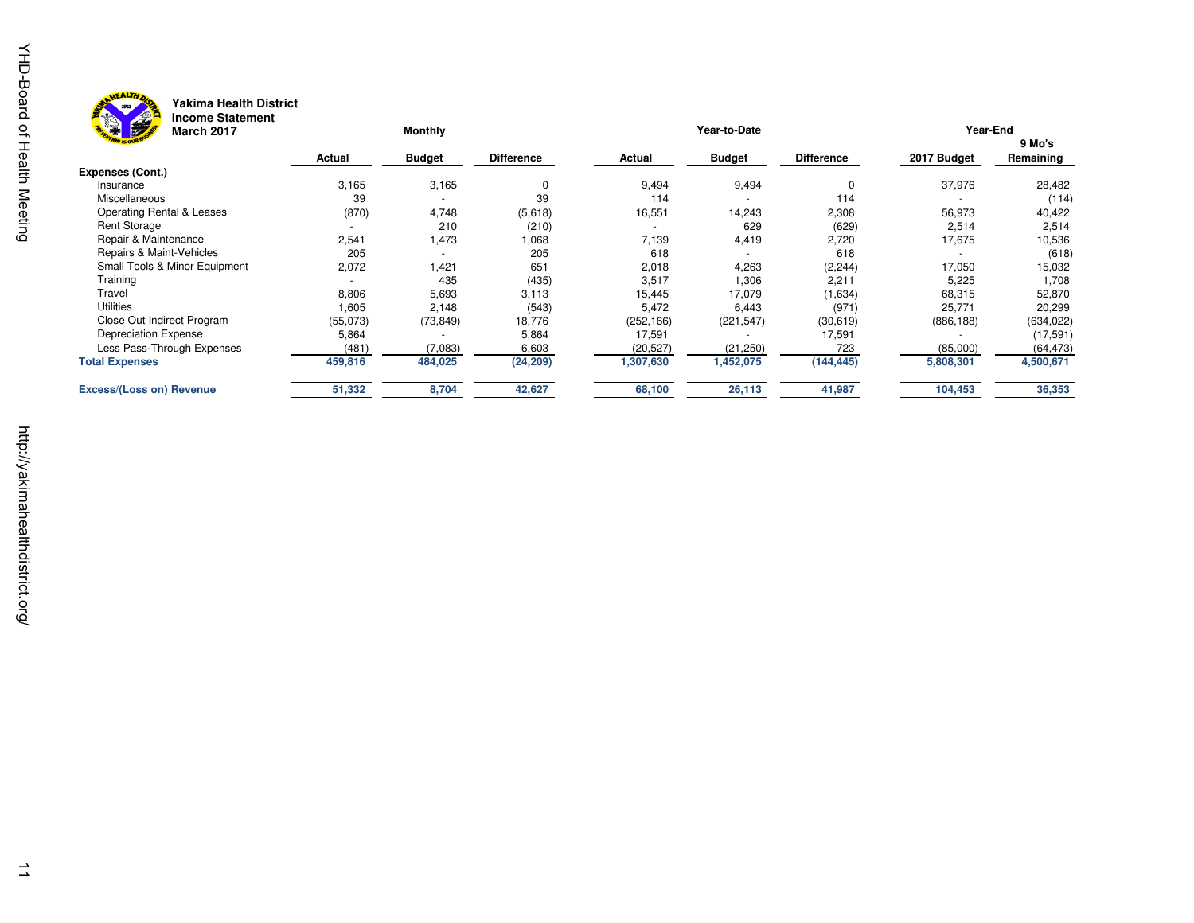**Yakima Health District**
**Income Statement**
**March 2017**

| | Monthly | | | Year-to-Date | | | Year-End | |
|---|---|---|---|---|---|---|---|---|
| | Actual | Budget | Difference | Actual | Budget | Difference | 2017 Budget | 9 Mo's Remaining |
| **Expenses (Cont.)** | | | | | | | | |
| Insurance | 3,165 | 3,165 | 0 | 9,494 | 9,494 | 0 | 37,976 | 28,482 |
| Miscellaneous | 39 | - | 39 | 114 | - | 114 | - | (114) |
| Operating Rental & Leases | (870) | 4,748 | (5,618) | 16,551 | 14,243 | 2,308 | 56,973 | 40,422 |
| Rent Storage | - | 210 | (210) | - | 629 | (629) | 2,514 | 2,514 |
| Repair & Maintenance | 2,541 | 1,473 | 1,068 | 7,139 | 4,419 | 2,720 | 17,675 | 10,536 |
| Repairs & Maint-Vehicles | 205 | - | 205 | 618 | - | 618 | - | (618) |
| Small Tools & Minor Equipment | 2,072 | 1,421 | 651 | 2,018 | 4,263 | (2,244) | 17,050 | 15,032 |
| Training | - | 435 | (435) | 3,517 | 1,306 | 2,211 | 5,225 | 1,708 |
| Travel | 8,806 | 5,693 | 3,113 | 15,445 | 17,079 | (1,634) | 68,315 | 52,870 |
| Utilities | 1,605 | 2,148 | (543) | 5,472 | 6,443 | (971) | 25,771 | 20,299 |
| Close Out Indirect Program | (55,073) | (73,849) | 18,776 | (252,166) | (221,547) | (30,619) | (886,188) | (634,022) |
| Depreciation Expense | 5,864 | - | 5,864 | 17,591 | - | 17,591 | - | (17,591) |
| Less Pass-Through Expenses | (481) | (7,083) | 6,603 | (20,527) | (21,250) | 723 | (85,000) | (64,473) |
| **Total Expenses** | **459,816** | **484,025** | **(24,209)** | **1,307,630** | **1,452,075** | **(144,445)** | **5,808,301** | **4,500,671** |
| **Excess/(Loss on) Revenue** | **51,332** | **8,704** | **42,627** | **68,100** | **26,113** | **41,987** | **104,453** | **36,353** |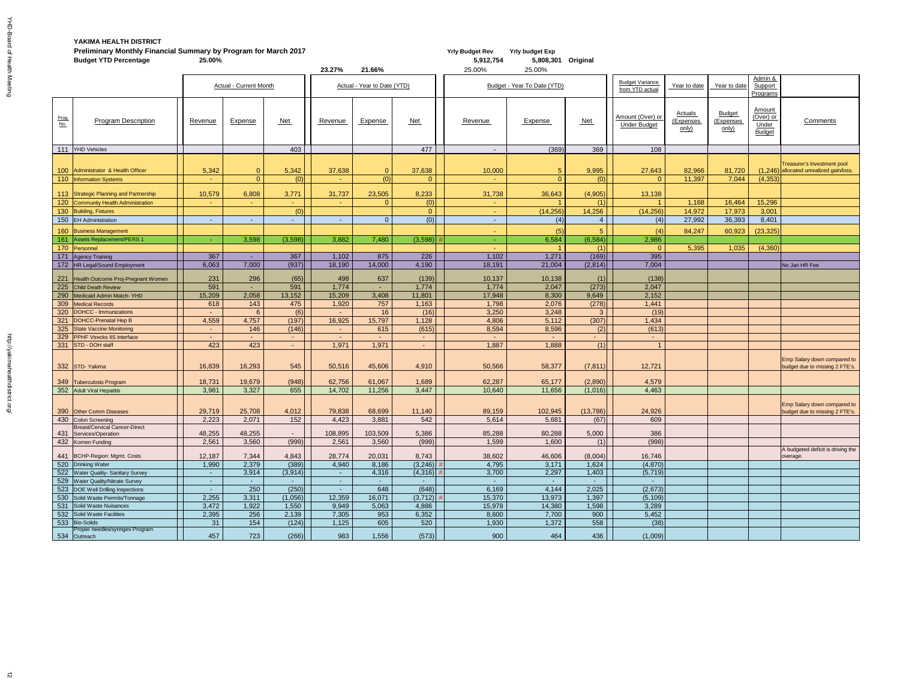**YAKIMA HEALTH DISTRICT**

**Preliminary Monthly Financial Summary by Program for March 2017**

**Budget YTD Percentage** 25.00%

| | | | | | | | | | | | | | | | | |
|---|---|---|---|---|---|---|---|---|---|---|---|---|---|---|---|---|
| | | | | | 23.27% | 21.66% | | | Yrly Budget Rev 5,912,754 25.00% | Yrly budget Exp 5,808,301 Original 25.00% | | | | | | |
| | | Actual - Current Month | | | Actual - Year to Date (YTD) | | | Budget - Year To Date (YTD) | | | Budget Variance from YTD actual | Year to date | Year to date | Admin & Support Programs | |
| Prog. No. | Program Description | Revenue | Expense | Net | Revenue | Expense | Net | Revenue | Expense | Net | Amount (Over) or Under Budget | Actuals (Expenses only) | Budget (Expenses only) | Amount (Over) or Under Budget | Comments |
| 111 | YHD Vehicles | | | 403 | | | 477 | - | (369) | 369 | 108 | | | | |
| 100 | Administrator & Health Officer | 5,342 | 0 | 5,342 | 37,638 | 0 | 37,638 | 10,000 | 5 | 9,995 | 27,643 | 82,966 | 81,720 | (1,246) | Treasurer's Investment pool allocated unrealized gain/loss. |
| 110 | Information Systems | - | 0 | (0) | - | (0) | 0 | - | 0 | (0) | 0 | 11,397 | 7,044 | (4,353) | |
| 113 | Strategic Planning and Partnership | 10,579 | 6,808 | 3,771 | 31,737 | 23,505 | 8,233 | 31,738 | 36,643 | (4,905) | 13,138 | | | | |
| 120 | Community Health Administration | - | - | - | - | 0 | (0) | - | 1 | (1) | 1 | 1,168 | 16,464 | 15,296 | |
| 130 | Building, Fixtures | | | (0) | | | 0 | - | (14,256) | 14,256 | (14,256) | 14,972 | 17,973 | 3,001 | |
| 150 | EH Administration | - | - | - | - | 0 | (0) | - | (4) | 4 | (4) | 27,992 | 36,393 | 8,401 | |
| 160 | Business Management | | | | | | | - | (5) | 5 | (4) | 84,247 | 60,923 | (23,325) | |
| 161 | Assets Replacement/PERS 1 | - | 3,598 | (3,598) | 3,882 | 7,480 | (3,598) # | - | 6,584 | (6,584) | 2,986 | | | | |
| 170 | Personnel | | | | | | | - | 1 | (1) | 0 | 5,395 | 1,035 | (4,360) | |
| 171 | Agency Training | 367 | - | 367 | 1,102 | 875 | 226 | 1,102 | 1,271 | (169) | 395 | | | | |
| 172 | HR Legal/Sound Employment | 6,063 | 7,000 | (937) | 18,190 | 14,000 | 4,190 | 18,191 | 21,004 | (2,814) | 7,004 | | | | No Jan HR Fee |
| 221 | Health Outcome Proj-Pregnant Women | 231 | 296 | (65) | 498 | 637 | (139) | 10,137 | 10,138 | (1) | (138) | | | | |
| 225 | Child Death Review | 591 | - | 591 | 1,774 | - | 1,774 | 1,774 | 2,047 | (273) | 2,047 | | | | |
| 290 | Medicaid Admin Match- YHD | 15,209 | 2,058 | 13,152 | 15,209 | 3,408 | 11,801 | 17,948 | 8,300 | 9,649 | 2,152 | | | | |
| 309 | Medical Records | 618 | 143 | 475 | 1,920 | 757 | 1,163 | 1,798 | 2,076 | (278) | 1,441 | | | | |
| 320 | DOHCC - Immunizations | - | 6 | (6) | - | 16 | (16) | 3,250 | 3,248 | 3 | (19) | | | | |
| 321 | DOHCC-Prenatal Hep B | 4,559 | 4,757 | (197) | 16,925 | 15,797 | 1,128 | 4,806 | 5,112 | (307) | 1,434 | | | | |
| 325 | State Vaccine Monitoring | - | 146 | (146) | - | 615 | (615) | 8,594 | 8,596 | (2) | (613) | | | | |
| 329 | PPHF Vtrecks IIS Interface | - | - | - | - | - | - | - | - | - | - | | | | |
| 331 | STD - DOH staff | 423 | 423 | - | 1,971 | 1,971 | - | 1,887 | 1,888 | (1) | 1 | | | | |
| 332 | STD- Yakima | 16,839 | 16,293 | 545 | 50,516 | 45,606 | 4,910 | 50,566 | 58,377 | (7,811) | 12,721 | | | | Emp Salary down compared to budget due to missing 2 FTE's. |
| 349 | Tuberculosis Program | 18,731 | 19,679 | (948) | 62,756 | 61,067 | 1,689 | 62,287 | 65,177 | (2,890) | 4,579 | | | | |
| 352 | Adult Viral Hepatitis | 3,981 | 3,327 | 655 | 14,702 | 11,256 | 3,447 | 10,640 | 11,656 | (1,016) | 4,463 | | | | |
| 390 | Other Comm Diseases | 29,719 | 25,708 | 4,012 | 79,838 | 68,699 | 11,140 | 89,159 | 102,945 | (13,786) | 24,926 | | | | Emp Salary down compared to budget due to missing 2 FTE's. |
| 430 | Colon Screening | 2,223 | 2,071 | 152 | 4,423 | 3,881 | 542 | 5,614 | 5,681 | (67) | 609 | | | | |
| 431 | Breast/Cervical Cancer-Direct Services/Operation | 48,255 | 48,255 | - | 108,895 | 103,509 | 5,386 | 85,288 | 80,288 | 5,000 | 386 | | | | |
| 432 | Komen Funding | 2,561 | 3,560 | (999) | 2,561 | 3,560 | (999) | 1,599 | 1,600 | (1) | (998) | | | | |
| 441 | BCHP-Region: Mgmt. Costs | 12,187 | 7,344 | 4,843 | 28,774 | 20,031 | 8,743 | 38,602 | 46,606 | (8,004) | 16,746 | | | | A budgeted deficit is driving the overage. |
| 520 | Drinking Water | 1,990 | 2,379 | (389) | 4,940 | 8,186 | (3,246) # | 4,795 | 3,171 | 1,624 | (4,870) | | | | |
| 522 | Water Quality- Sanitary Survey | - | 3,914 | (3,914) | - | 4,316 | (4,316) # | 3,700 | 2,297 | 1,403 | (5,719) | | | | |
| 529 | Water Quality/Nitrate Survey | - | - | - | - | - | - | - | - | - | - | | | | |
| 523 | DOE Well Drilling Inspections | - | 250 | (250) | - | 648 | (648) | 6,169 | 4,144 | 2,025 | (2,673) | | | | |
| 530 | Solid Waste Permits/Tonnage | 2,255 | 3,311 | (1,056) | 12,359 | 16,071 | (3,712) # | 15,370 | 13,973 | 1,397 | (5,109) | | | | |
| 531 | Solid Waste Nuisances | 3,472 | 1,922 | 1,550 | 9,949 | 5,063 | 4,886 | 15,978 | 14,380 | 1,598 | 3,289 | | | | |
| 532 | Solid Waste Facilities | 2,395 | 256 | 2,139 | 7,305 | 953 | 6,352 | 8,600 | 7,700 | 900 | 5,452 | | | | |
| 533 | Bio-Solids | 31 | 154 | (124) | 1,125 | 605 | 520 | 1,930 | 1,372 | 558 | (38) | | | | |
| 534 | Proper needles/syringes Program Outreach | 457 | 723 | (266) | 983 | 1,556 | (573) | 900 | 464 | 436 | (1,009) | | | | |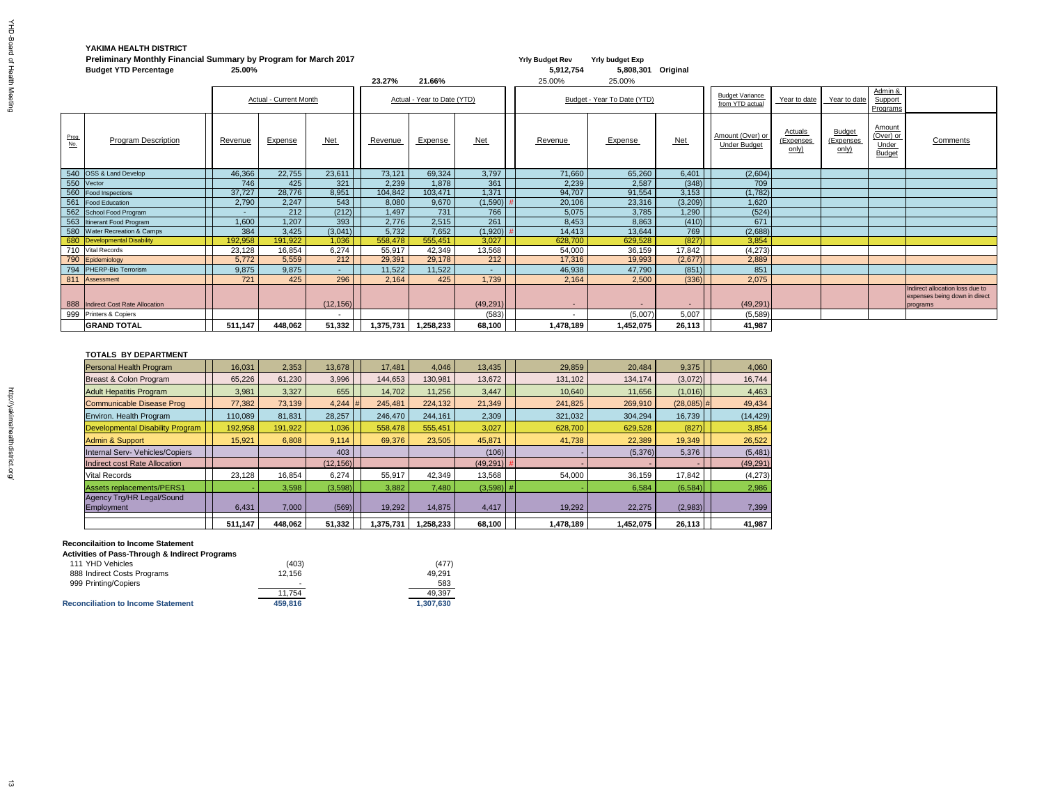**YAKIMA HEALTH DISTRICT**

**Preliminary Monthly Financial Summary by Program for March 2017**

**Budget YTD Percentage** 25.00%

| | Yrly Budget Rev | Yrly budget Exp | |
|---|---|---|---|
| | 5,912,754 | 5,808,301 | Original |
| | 25.00% | 25.00% | |

| Prog. No. | Program Description | Actual - Current Month | | | Actual - Year to Date (YTD) 23.27% / 21.66% | | | Budget - Year To Date (YTD) | | | Budget Variance from YTD actual | Year to date | Year to date | Admin & Support Programs | |
|---|---|---|---|---|---|---|---|---|---|---|---|---|---|---|---|
| | | Revenue | Expense | Net | Revenue | Expense | Net | Revenue | Expense | Net | Amount (Over) or Under Budget | Actuals (Expenses only) | Budget (Expenses only) | Amount (Over) or Under Budget | Comments |
| 540 | OSS & Land Develop | 46,366 | 22,755 | 23,611 | 73,121 | 69,324 | 3,797 | 71,660 | 65,260 | 6,401 | (2,604) | | | | |
| 550 | Vector | 746 | 425 | 321 | 2,239 | 1,878 | 361 | 2,239 | 2,587 | (348) | 709 | | | | |
| 560 | Food Inspections | 37,727 | 28,776 | 8,951 | 104,842 | 103,471 | 1,371 | 94,707 | 91,554 | 3,153 | (1,782) | | | | |
| 561 | Food Education | 2,790 | 2,247 | 543 | 8,080 | 9,670 | (1,590) # | 20,106 | 23,316 | (3,209) | 1,620 | | | | |
| 562 | School Food Program | - | 212 | (212) | 1,497 | 731 | 766 | 5,075 | 3,785 | 1,290 | (524) | | | | |
| 563 | Itinerant Food Program | 1,600 | 1,207 | 393 | 2,776 | 2,515 | 261 | 8,453 | 8,863 | (410) | 671 | | | | |
| 580 | Water Recreation & Camps | 384 | 3,425 | (3,041) | 5,732 | 7,652 | (1,920) # | 14,413 | 13,644 | 769 | (2,688) | | | | |
| 680 | Developmental Disability | 192,958 | 191,922 | 1,036 | 558,478 | 555,451 | 3,027 | 628,700 | 629,528 | (827) | 3,854 | | | | |
| 710 | Vital Records | 23,128 | 16,854 | 6,274 | 55,917 | 42,349 | 13,568 | 54,000 | 36,159 | 17,842 | (4,273) | | | | |
| 790 | Epidemiology | 5,772 | 5,559 | 212 | 29,391 | 29,178 | 212 | 17,316 | 19,993 | (2,677) | 2,889 | | | | |
| 794 | PHERP-Bio Terrorism | 9,875 | 9,875 | - | 11,522 | 11,522 | - | 46,938 | 47,790 | (851) | 851 | | | | |
| 811 | Assessment | 721 | 425 | 296 | 2,164 | 425 | 1,739 | 2,164 | 2,500 | (336) | 2,075 | | | | |
| 888 | Indirect Cost Rate Allocation | | | (12,156) | | | (49,291) | - | - | - | (49,291) | | | | Indirect allocation loss due to expenses being down in direct programs |
| 999 | Printers & Copiers | | | - | | | (583) | - | (5,007) | 5,007 | (5,589) | | | | |
| | **GRAND TOTAL** | **511,147** | **448,062** | **51,332** | **1,375,731** | **1,258,233** | **68,100** | **1,478,189** | **1,452,075** | **26,113** | **41,987** | | | | |

**TOTALS BY DEPARTMENT**

| Department | Revenue | Expense | Net | Revenue | Expense | Net | Revenue | Expense | Net | Amount (Over) or Under Budget |
|---|---|---|---|---|---|---|---|---|---|---|
| Personal Health Program | 16,031 | 2,353 | 13,678 | 17,481 | 4,046 | 13,435 | 29,859 | 20,484 | 9,375 | 4,060 |
| Breast & Colon Program | 65,226 | 61,230 | 3,996 | 144,653 | 130,981 | 13,672 | 131,102 | 134,174 | (3,072) | 16,744 |
| Adult Hepatitis Program | 3,981 | 3,327 | 655 | 14,702 | 11,256 | 3,447 | 10,640 | 11,656 | (1,016) | 4,463 |
| Communicable Disease Prog | 77,382 | 73,139 | 4,244 # | 245,481 | 224,132 | 21,349 | 241,825 | 269,910 | (28,085) # | 49,434 |
| Environ. Health Program | 110,089 | 81,831 | 28,257 | 246,470 | 244,161 | 2,309 | 321,032 | 304,294 | 16,739 | (14,429) |
| Developmental Disability Program | 192,958 | 191,922 | 1,036 | 558,478 | 555,451 | 3,027 | 628,700 | 629,528 | (827) | 3,854 |
| Admin & Support | 15,921 | 6,808 | 9,114 | 69,376 | 23,505 | 45,871 | 41,738 | 22,389 | 19,349 | 26,522 |
| Internal Serv- Vehicles/Copiers | | | 403 | | | (106) | - | (5,376) | 5,376 | (5,481) |
| Indirect cost Rate Allocation | | | (12,156) | | | (49,291) # | - | - | - | (49,291) |
| Vital Records | 23,128 | 16,854 | 6,274 | 55,917 | 42,349 | 13,568 | 54,000 | 36,159 | 17,842 | (4,273) |
| Assets replacements/PERS1 | - | 3,598 | (3,598) | 3,882 | 7,480 | (3,598) # | - | 6,584 | (6,584) | 2,986 |
| Agency Trg/HR Legal/Sound Employment | 6,431 | 7,000 | (569) | 19,292 | 14,875 | 4,417 | 19,292 | 22,275 | (2,983) | 7,399 |
| | **511,147** | **448,062** | **51,332** | **1,375,731** | **1,258,233** | **68,100** | **1,478,189** | **1,452,075** | **26,113** | **41,987** |

**Reconcilaition to Income Statement**

**Activities of Pass-Through & Indirect Programs**

| | Current Month | YTD |
|---|---|---|
| 111 YHD Vehicles | (403) | (477) |
| 888 Indirect Costs Programs | 12,156 | 49,291 |
| 999 Printing/Copiers | - | 583 |
| | 11,754 | 49,397 |
| **Reconciliation to Income Statement** | **459,816** | **1,307,630** |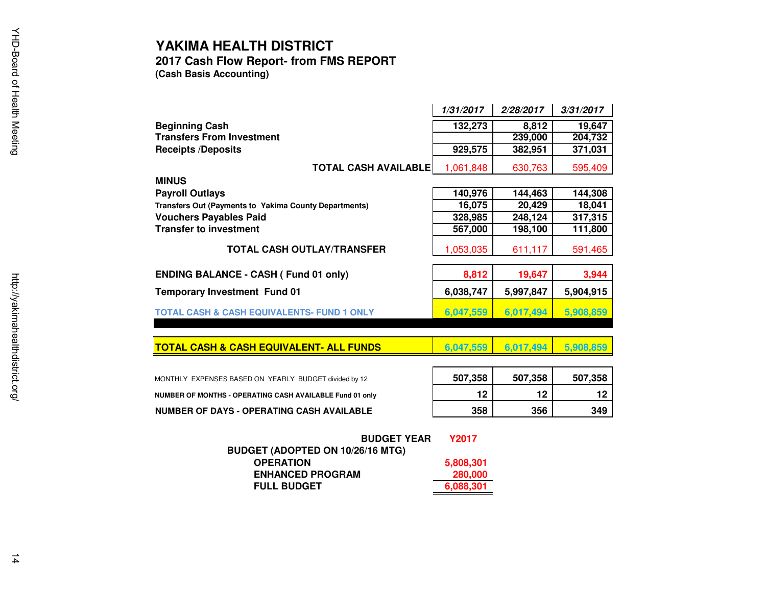# YAKIMA HEALTH DISTRICT

## 2017 Cash Flow Report- from FMS REPORT

**(Cash Basis Accounting)**

| | *1/31/2017* | *2/28/2017* | *3/31/2017* |
|---|---|---|---|
| **Beginning Cash** | 132,273 | 8,812 | 19,647 |
| **Transfers From Investment** | | 239,000 | 204,732 |
| **Receipts /Deposits** | 929,575 | 382,951 | 371,031 |
| **TOTAL CASH AVAILABLE** | 1,061,848 | 630,763 | 595,409 |
| **MINUS** | | | |
| **Payroll Outlays** | 140,976 | 144,463 | 144,308 |
| **Transfers Out (Payments to Yakima County Departments)** | 16,075 | 20,429 | 18,041 |
| **Vouchers Payables Paid** | 328,985 | 248,124 | 317,315 |
| **Transfer to investment** | 567,000 | 198,100 | 111,800 |
| **TOTAL CASH OUTLAY/TRANSFER** | 1,053,035 | 611,117 | 591,465 |
| **ENDING BALANCE - CASH ( Fund 01 only)** | 8,812 | 19,647 | 3,944 |
| **Temporary Investment Fund 01** | 6,038,747 | 5,997,847 | 5,904,915 |
| **TOTAL CASH & CASH EQUIVALENTS- FUND 1 ONLY** | 6,047,559 | 6,017,494 | 5,908,859 |
| **TOTAL CASH & CASH EQUIVALENT- ALL FUNDS** | 6,047,559 | 6,017,494 | 5,908,859 |
| MONTHLY EXPENSES BASED ON YEARLY BUDGET divided by 12 | 507,358 | 507,358 | 507,358 |
| **NUMBER OF MONTHS - OPERATING CASH AVAILABLE Fund 01 only** | 12 | 12 | 12 |
| **NUMBER OF DAYS - OPERATING CASH AVAILABLE** | 358 | 356 | 349 |

| | |
|---|---|
| **BUDGET YEAR** | **Y2017** |
| **BUDGET (ADOPTED ON 10/26/16 MTG)** | |
| **OPERATION** | 5,808,301 |
| **ENHANCED PROGRAM** | 280,000 |
| **FULL BUDGET** | 6,088,301 |